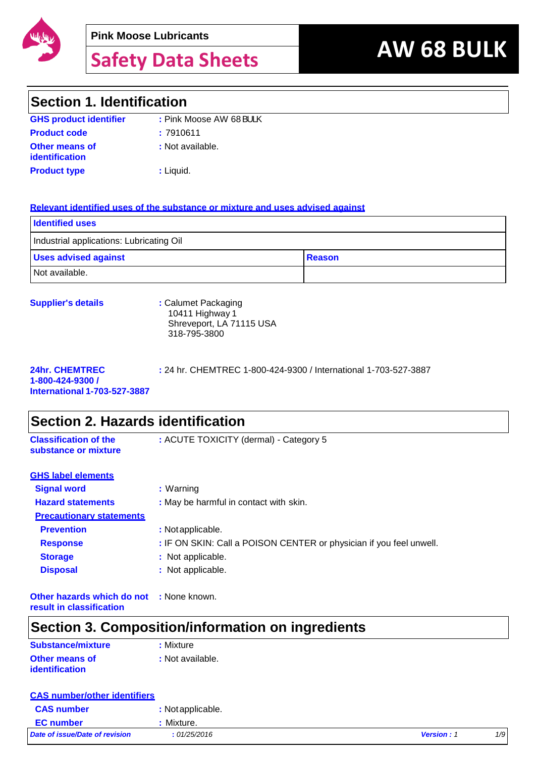Pink Moose Lubricants

# Safety Data Sheets

# AW 68 BULK

## Section 1. Identification

**GHS product identifier** : Pink Moose AW 68 BULK

**Product code** : 7910611

**Other means of identification** : Not available.

**Product type** : Liquid.

**Relevant identified uses of the substance or mixture and uses advised against**

| Identified uses | |
|---|---|
| Industrial applications: Lubricating Oil | |
| **Uses advised against** | **Reason** |
| Not available. | |

**Supplier's details** : Calumet Packaging
10411 Highway 1
Shreveport, LA 71115 USA
318-795-3800

**24hr. CHEMTREC 1-800-424-9300 / International 1-703-527-3887** : 24 hr. CHEMTREC 1-800-424-9300 / International 1-703-527-3887

## Section 2. Hazards identification

**Classification of the substance or mixture** : ACUTE TOXICITY (dermal) - Category 5

**GHS label elements**

**Signal word** : Warning

**Hazard statements** : May be harmful in contact with skin.

**Precautionary statements**

**Prevention** : Not applicable.

**Response** : IF ON SKIN: Call a POISON CENTER or physician if you feel unwell.

**Storage** : Not applicable.

**Disposal** : Not applicable.

**Other hazards which do not result in classification** : None known.

## Section 3. Composition/information on ingredients

**Substance/mixture** : Mixture

**Other means of identification** : Not available.

**CAS number/other identifiers**

**CAS number** : Not applicable.

**EC number** : Mixture.

*Date of issue/Date of revision* : *01/25/2016* *Version : 1*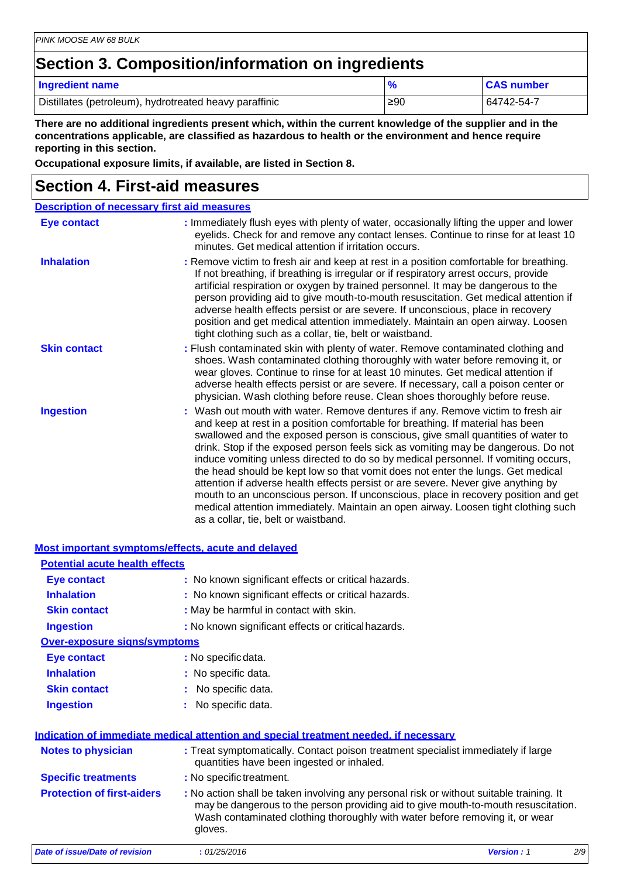## Section 3. Composition/information on ingredients

| Ingredient name | % | CAS number |
|---|---|---|
| Distillates (petroleum), hydrotreated heavy paraffinic | ≥90 | 64742-54-7 |

**There are no additional ingredients present which, within the current knowledge of the supplier and in the concentrations applicable, are classified as hazardous to health or the environment and hence require reporting in this section.**

**Occupational exposure limits, if available, are listed in Section 8.**

## Section 4. First-aid measures

### Description of necessary first aid measures

**Eye contact** : Immediately flush eyes with plenty of water, occasionally lifting the upper and lower eyelids. Check for and remove any contact lenses. Continue to rinse for at least 10 minutes. Get medical attention if irritation occurs.

**Inhalation** : Remove victim to fresh air and keep at rest in a position comfortable for breathing. If not breathing, if breathing is irregular or if respiratory arrest occurs, provide artificial respiration or oxygen by trained personnel. It may be dangerous to the person providing aid to give mouth-to-mouth resuscitation. Get medical attention if adverse health effects persist or are severe. If unconscious, place in recovery position and get medical attention immediately. Maintain an open airway. Loosen tight clothing such as a collar, tie, belt or waistband.

**Skin contact** : Flush contaminated skin with plenty of water. Remove contaminated clothing and shoes. Wash contaminated clothing thoroughly with water before removing it, or wear gloves. Continue to rinse for at least 10 minutes. Get medical attention if adverse health effects persist or are severe. If necessary, call a poison center or physician. Wash clothing before reuse. Clean shoes thoroughly before reuse.

**Ingestion** : Wash out mouth with water. Remove dentures if any. Remove victim to fresh air and keep at rest in a position comfortable for breathing. If material has been swallowed and the exposed person is conscious, give small quantities of water to drink. Stop if the exposed person feels sick as vomiting may be dangerous. Do not induce vomiting unless directed to do so by medical personnel. If vomiting occurs, the head should be kept low so that vomit does not enter the lungs. Get medical attention if adverse health effects persist or are severe. Never give anything by mouth to an unconscious person. If unconscious, place in recovery position and get medical attention immediately. Maintain an open airway. Loosen tight clothing such as a collar, tie, belt or waistband.

### Most important symptoms/effects, acute and delayed

**Potential acute health effects**

**Eye contact** : No known significant effects or critical hazards.

**Inhalation** : No known significant effects or critical hazards.

**Skin contact** : May be harmful in contact with skin.

**Ingestion** : No known significant effects or critical hazards.

**Over-exposure signs/symptoms**

**Eye contact** : No specific data.

**Inhalation** : No specific data.

**Skin contact** : No specific data.

**Ingestion** : No specific data.

### Indication of immediate medical attention and special treatment needed, if necessary

**Notes to physician** : Treat symptomatically. Contact poison treatment specialist immediately if large quantities have been ingested or inhaled.

**Specific treatments** : No specific treatment.

**Protection of first-aiders** : No action shall be taken involving any personal risk or without suitable training. It may be dangerous to the person providing aid to give mouth-to-mouth resuscitation. Wash contaminated clothing thoroughly with water before removing it, or wear gloves.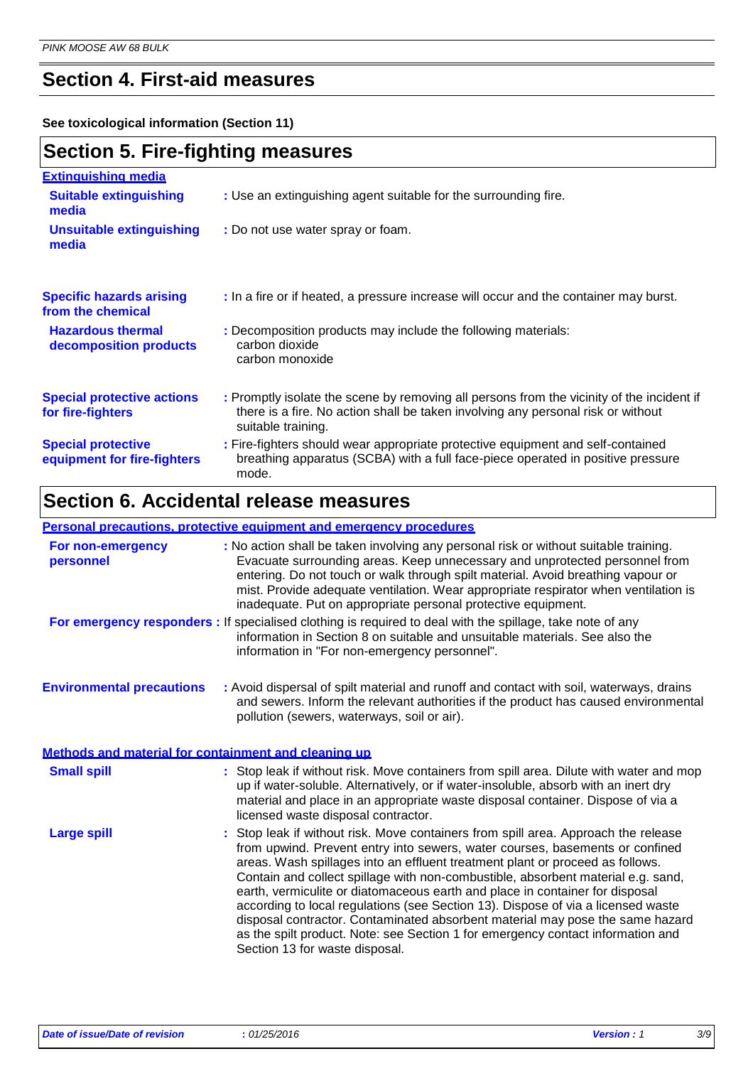## Section 4. First-aid measures

**See toxicological information (Section 11)**

## Section 5. Fire-fighting measures

**Extinguishing media**

**Suitable extinguishing media** : Use an extinguishing agent suitable for the surrounding fire.

**Unsuitable extinguishing media** : Do not use water spray or foam.

**Specific hazards arising from the chemical** : In a fire or if heated, a pressure increase will occur and the container may burst.

**Hazardous thermal decomposition products** : Decomposition products may include the following materials:
carbon dioxide
carbon monoxide

**Special protective actions for fire-fighters** : Promptly isolate the scene by removing all persons from the vicinity of the incident if there is a fire. No action shall be taken involving any personal risk or without suitable training.

**Special protective equipment for fire-fighters** : Fire-fighters should wear appropriate protective equipment and self-contained breathing apparatus (SCBA) with a full face-piece operated in positive pressure mode.

## Section 6. Accidental release measures

**Personal precautions, protective equipment and emergency procedures**

**For non-emergency personnel** : No action shall be taken involving any personal risk or without suitable training. Evacuate surrounding areas. Keep unnecessary and unprotected personnel from entering. Do not touch or walk through spilt material. Avoid breathing vapour or mist. Provide adequate ventilation. Wear appropriate respirator when ventilation is inadequate. Put on appropriate personal protective equipment.

**For emergency responders** : If specialised clothing is required to deal with the spillage, take note of any information in Section 8 on suitable and unsuitable materials. See also the information in "For non-emergency personnel".

**Environmental precautions** : Avoid dispersal of spilt material and runoff and contact with soil, waterways, drains and sewers. Inform the relevant authorities if the product has caused environmental pollution (sewers, waterways, soil or air).

**Methods and material for containment and cleaning up**

**Small spill** : Stop leak if without risk. Move containers from spill area. Dilute with water and mop up if water-soluble. Alternatively, or if water-insoluble, absorb with an inert dry material and place in an appropriate waste disposal container. Dispose of via a licensed waste disposal contractor.

**Large spill** : Stop leak if without risk. Move containers from spill area. Approach the release from upwind. Prevent entry into sewers, water courses, basements or confined areas. Wash spillages into an effluent treatment plant or proceed as follows. Contain and collect spillage with non-combustible, absorbent material e.g. sand, earth, vermiculite or diatomaceous earth and place in container for disposal according to local regulations (see Section 13). Dispose of via a licensed waste disposal contractor. Contaminated absorbent material may pose the same hazard as the spilt product. Note: see Section 1 for emergency contact information and Section 13 for waste disposal.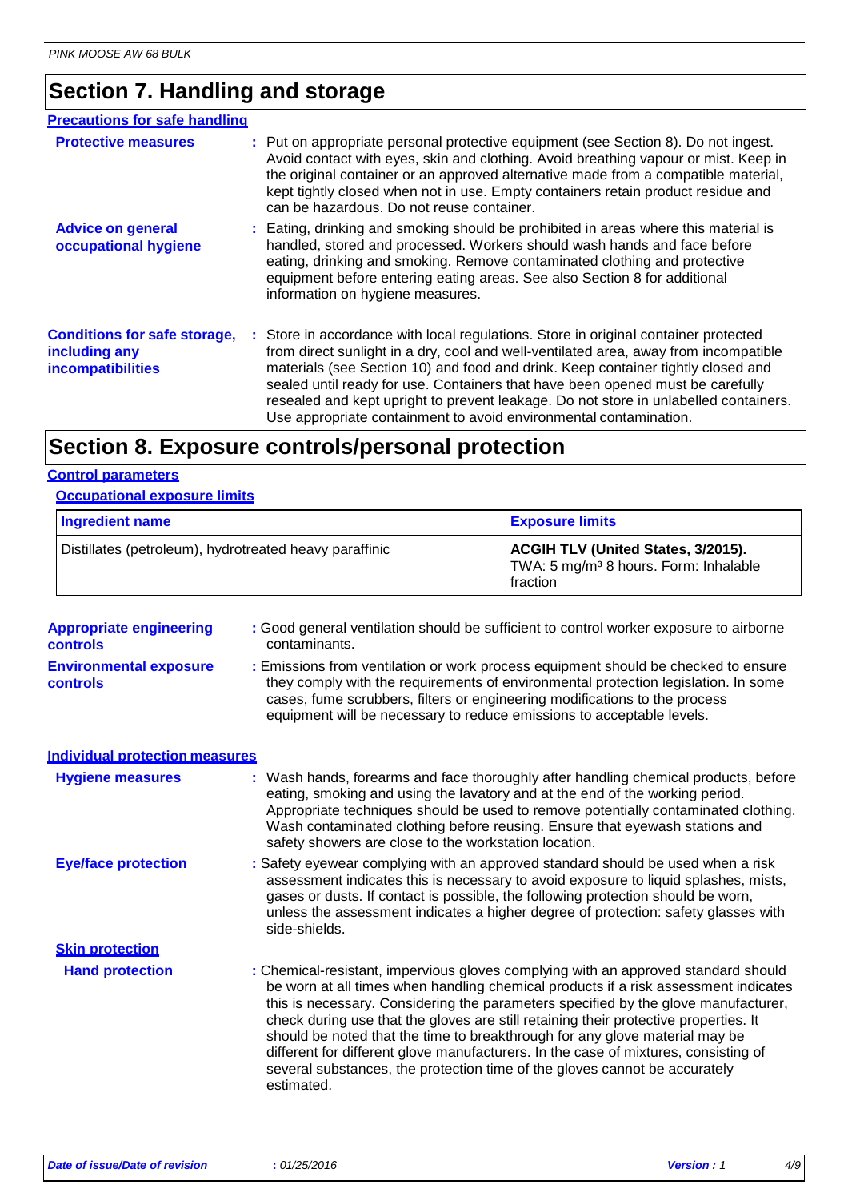## Section 7. Handling and storage

### Precautions for safe handling

**Protective measures** : Put on appropriate personal protective equipment (see Section 8). Do not ingest. Avoid contact with eyes, skin and clothing. Avoid breathing vapour or mist. Keep in the original container or an approved alternative made from a compatible material, kept tightly closed when not in use. Empty containers retain product residue and can be hazardous. Do not reuse container.

**Advice on general occupational hygiene** : Eating, drinking and smoking should be prohibited in areas where this material is handled, stored and processed. Workers should wash hands and face before eating, drinking and smoking. Remove contaminated clothing and protective equipment before entering eating areas. See also Section 8 for additional information on hygiene measures.

**Conditions for safe storage, including any incompatibilities** : Store in accordance with local regulations. Store in original container protected from direct sunlight in a dry, cool and well-ventilated area, away from incompatible materials (see Section 10) and food and drink. Keep container tightly closed and sealed until ready for use. Containers that have been opened must be carefully resealed and kept upright to prevent leakage. Do not store in unlabelled containers. Use appropriate containment to avoid environmental contamination.

## Section 8. Exposure controls/personal protection

### Control parameters

#### Occupational exposure limits

| Ingredient name | Exposure limits |
|---|---|
| Distillates (petroleum), hydrotreated heavy paraffinic | **ACGIH TLV (United States, 3/2015).** TWA: 5 mg/m³ 8 hours. Form: Inhalable fraction |

**Appropriate engineering controls** : Good general ventilation should be sufficient to control worker exposure to airborne contaminants.

**Environmental exposure controls** : Emissions from ventilation or work process equipment should be checked to ensure they comply with the requirements of environmental protection legislation. In some cases, fume scrubbers, filters or engineering modifications to the process equipment will be necessary to reduce emissions to acceptable levels.

### Individual protection measures

**Hygiene measures** : Wash hands, forearms and face thoroughly after handling chemical products, before eating, smoking and using the lavatory and at the end of the working period. Appropriate techniques should be used to remove potentially contaminated clothing. Wash contaminated clothing before reusing. Ensure that eyewash stations and safety showers are close to the workstation location.

**Eye/face protection** : Safety eyewear complying with an approved standard should be used when a risk assessment indicates this is necessary to avoid exposure to liquid splashes, mists, gases or dusts. If contact is possible, the following protection should be worn, unless the assessment indicates a higher degree of protection: safety glasses with side-shields.

#### Skin protection

**Hand protection** : Chemical-resistant, impervious gloves complying with an approved standard should be worn at all times when handling chemical products if a risk assessment indicates this is necessary. Considering the parameters specified by the glove manufacturer, check during use that the gloves are still retaining their protective properties. It should be noted that the time to breakthrough for any glove material may be different for different glove manufacturers. In the case of mixtures, consisting of several substances, the protection time of the gloves cannot be accurately estimated.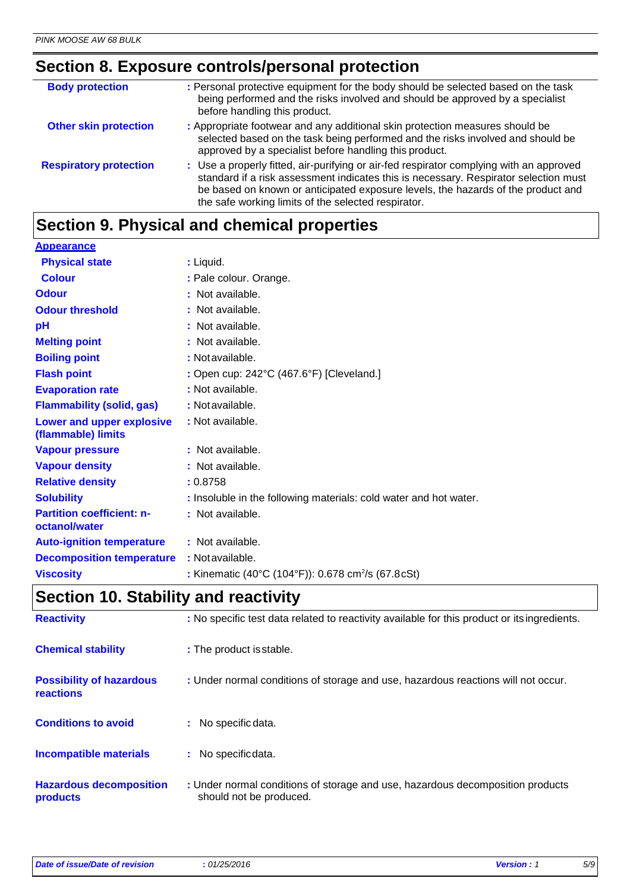## Section 8. Exposure controls/personal protection

| | |
|---|---|
| **Body protection** | : Personal protective equipment for the body should be selected based on the task being performed and the risks involved and should be approved by a specialist before handling this product. |
| **Other skin protection** | : Appropriate footwear and any additional skin protection measures should be selected based on the task being performed and the risks involved and should be approved by a specialist before handling this product. |
| **Respiratory protection** | : Use a properly fitted, air-purifying or air-fed respirator complying with an approved standard if a risk assessment indicates this is necessary. Respirator selection must be based on known or anticipated exposure levels, the hazards of the product and the safe working limits of the selected respirator. |

## Section 9. Physical and chemical properties

**Appearance**

| | |
|---|---|
| **Physical state** | : Liquid. |
| **Colour** | : Pale colour. Orange. |
| **Odour** | : Not available. |
| **Odour threshold** | : Not available. |
| **pH** | : Not available. |
| **Melting point** | : Not available. |
| **Boiling point** | : Not available. |
| **Flash point** | : Open cup: 242°C (467.6°F) [Cleveland.] |
| **Evaporation rate** | : Not available. |
| **Flammability (solid, gas)** | : Not available. |
| **Lower and upper explosive (flammable) limits** | : Not available. |
| **Vapour pressure** | : Not available. |
| **Vapour density** | : Not available. |
| **Relative density** | : 0.8758 |
| **Solubility** | : Insoluble in the following materials: cold water and hot water. |
| **Partition coefficient: n-octanol/water** | : Not available. |
| **Auto-ignition temperature** | : Not available. |
| **Decomposition temperature** | : Not available. |
| **Viscosity** | : Kinematic (40°C (104°F)): 0.678 $cm^2/s$ (67.8 cSt) |

## Section 10. Stability and reactivity

| | |
|---|---|
| **Reactivity** | : No specific test data related to reactivity available for this product or its ingredients. |
| **Chemical stability** | : The product is stable. |
| **Possibility of hazardous reactions** | : Under normal conditions of storage and use, hazardous reactions will not occur. |
| **Conditions to avoid** | : No specific data. |
| **Incompatible materials** | : No specific data. |
| **Hazardous decomposition products** | : Under normal conditions of storage and use, hazardous decomposition products should not be produced. |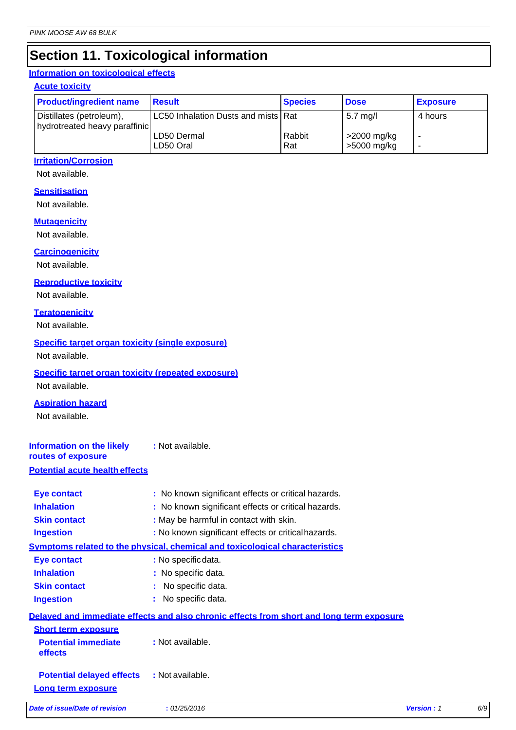# Section 11. Toxicological information

### Information on toxicological effects

#### Acute toxicity

| Product/ingredient name | Result | Species | Dose | Exposure |
|---|---|---|---|---|
| Distillates (petroleum), hydrotreated heavy paraffinic | LC50 Inhalation Dusts and mists | Rat | 5.7 mg/l | 4 hours |
| | LD50 Dermal | Rabbit | >2000 mg/kg | - |
| | LD50 Oral | Rat | >5000 mg/kg | - |

#### Irritation/Corrosion

Not available.

#### Sensitisation

Not available.

#### Mutagenicity

Not available.

#### Carcinogenicity

Not available.

#### Reproductive toxicity

Not available.

#### Teratogenicity

Not available.

#### Specific target organ toxicity (single exposure)

Not available.

#### Specific target organ toxicity (repeated exposure)

Not available.

#### Aspiration hazard

Not available.

**Information on the likely routes of exposure** : Not available.

### Potential acute health effects

**Eye contact** : No known significant effects or critical hazards.

**Inhalation** : No known significant effects or critical hazards.

**Skin contact** : May be harmful in contact with skin.

**Ingestion** : No known significant effects or critical hazards.

### Symptoms related to the physical, chemical and toxicological characteristics

**Eye contact** : No specific data.

**Inhalation** : No specific data.

**Skin contact** : No specific data.

**Ingestion** : No specific data.

### Delayed and immediate effects and also chronic effects from short and long term exposure

#### Short term exposure

**Potential immediate effects** : Not available.

**Potential delayed effects** : Not available.

#### Long term exposure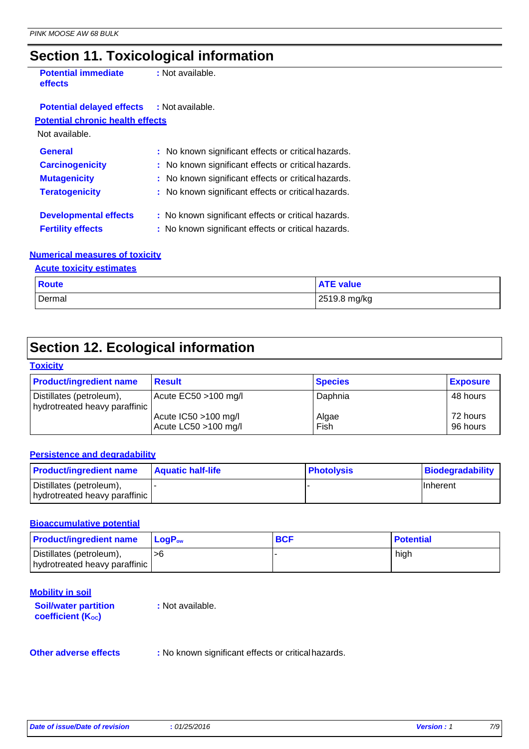# Section 11. Toxicological information

**Potential immediate effects** : Not available.

**Potential delayed effects** : Not available.

**Potential chronic health effects**

Not available.

**General** : No known significant effects or critical hazards.
**Carcinogenicity** : No known significant effects or critical hazards.
**Mutagenicity** : No known significant effects or critical hazards.
**Teratogenicity** : No known significant effects or critical hazards.

**Developmental effects** : No known significant effects or critical hazards.
**Fertility effects** : No known significant effects or critical hazards.

**Numerical measures of toxicity**

**Acute toxicity estimates**

| Route | ATE value |
|---|---|
| Dermal | 2519.8 mg/kg |

# Section 12. Ecological information

**Toxicity**

| Product/ingredient name | Result | Species | Exposure |
|---|---|---|---|
| Distillates (petroleum), hydrotreated heavy paraffinic | Acute EC50 >100 mg/l | Daphnia | 48 hours |
| | Acute IC50 >100 mg/l | Algae | 72 hours |
| | Acute LC50 >100 mg/l | Fish | 96 hours |

**Persistence and degradability**

| Product/ingredient name | Aquatic half-life | Photolysis | Biodegradability |
|---|---|---|---|
| Distillates (petroleum), hydrotreated heavy paraffinic | - | - | Inherent |

**Bioaccumulative potential**

| Product/ingredient name | $LogP_{ow}$ | BCF | Potential |
|---|---|---|---|
| Distillates (petroleum), hydrotreated heavy paraffinic | >6 | - | high |

**Mobility in soil**

**Soil/water partition coefficient ($K_{OC}$)** : Not available.

**Other adverse effects** : No known significant effects or critical hazards.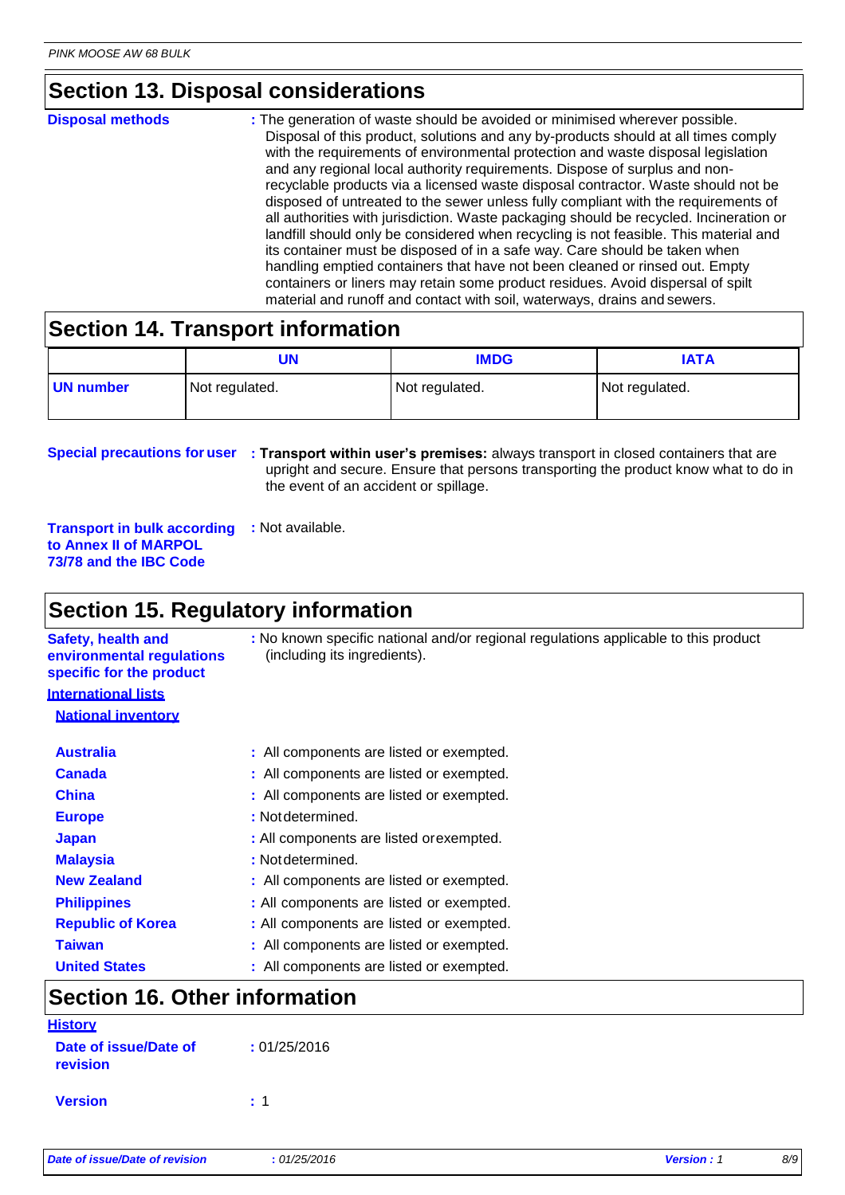## Section 13. Disposal considerations

**Disposal methods** : The generation of waste should be avoided or minimised wherever possible. Disposal of this product, solutions and any by-products should at all times comply with the requirements of environmental protection and waste disposal legislation and any regional local authority requirements. Dispose of surplus and non-recyclable products via a licensed waste disposal contractor. Waste should not be disposed of untreated to the sewer unless fully compliant with the requirements of all authorities with jurisdiction. Waste packaging should be recycled. Incineration or landfill should only be considered when recycling is not feasible. This material and its container must be disposed of in a safe way. Care should be taken when handling emptied containers that have not been cleaned or rinsed out. Empty containers or liners may retain some product residues. Avoid dispersal of spilt material and runoff and contact with soil, waterways, drains and sewers.

## Section 14. Transport information

| | UN | IMDG | IATA |
|---|---|---|---|
| **UN number** | Not regulated. | Not regulated. | Not regulated. |

**Special precautions for user** : **Transport within user's premises:** always transport in closed containers that are upright and secure. Ensure that persons transporting the product know what to do in the event of an accident or spillage.

**Transport in bulk according to Annex II of MARPOL 73/78 and the IBC Code** : Not available.

## Section 15. Regulatory information

**Safety, health and environmental regulations specific for the product** : No known specific national and/or regional regulations applicable to this product (including its ingredients).

**International lists**

**National inventory**

| | |
|---|---|
| **Australia** | : All components are listed or exempted. |
| **Canada** | : All components are listed or exempted. |
| **China** | : All components are listed or exempted. |
| **Europe** | : Not determined. |
| **Japan** | : All components are listed or exempted. |
| **Malaysia** | : Not determined. |
| **New Zealand** | : All components are listed or exempted. |
| **Philippines** | : All components are listed or exempted. |
| **Republic of Korea** | : All components are listed or exempted. |
| **Taiwan** | : All components are listed or exempted. |
| **United States** | : All components are listed or exempted. |

## Section 16. Other information

**History**

**Date of issue/Date of revision** : 01/25/2016

**Version** : 1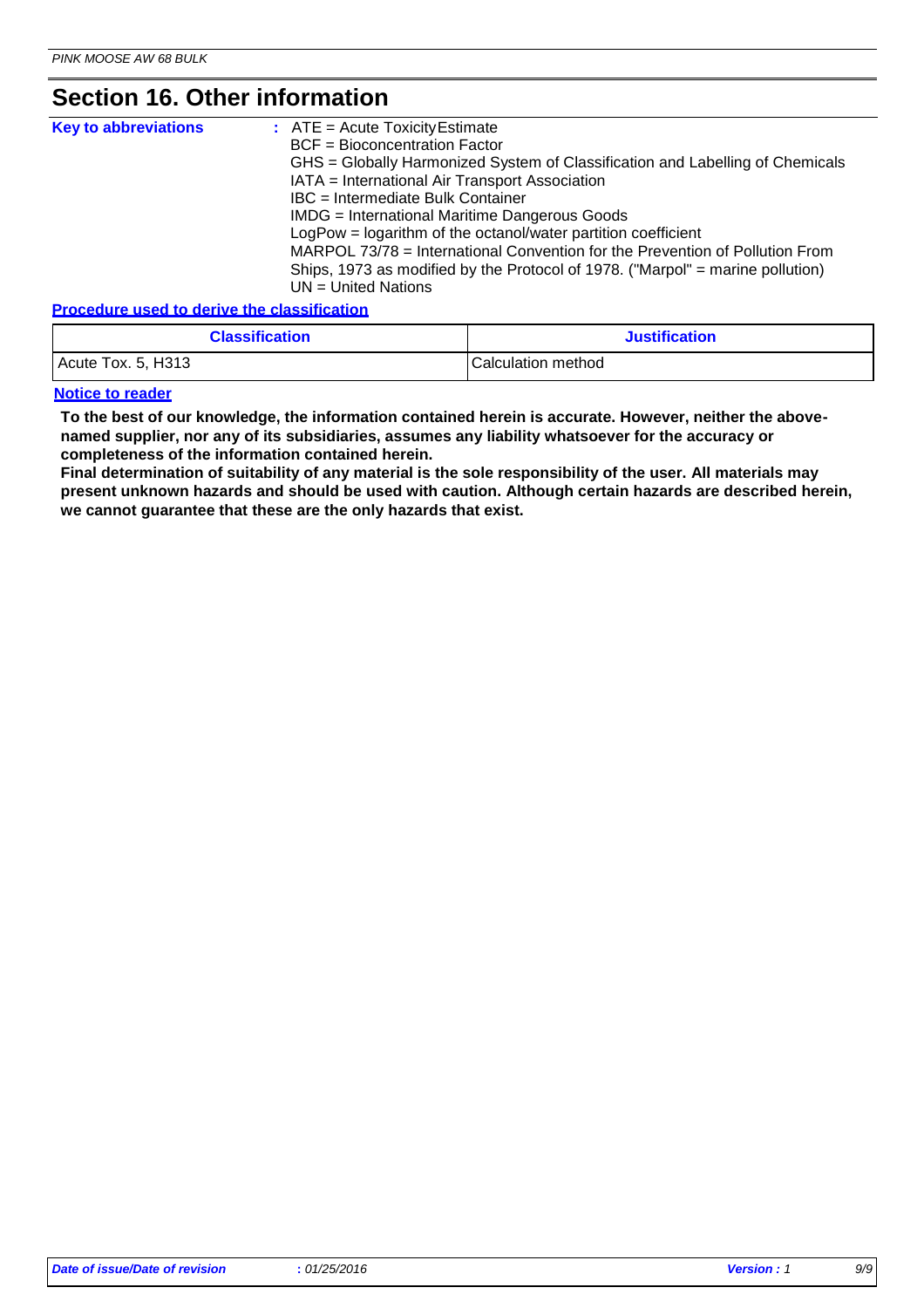## Section 16. Other information

**Key to abbreviations** : ATE = Acute Toxicity Estimate
BCF = Bioconcentration Factor
GHS = Globally Harmonized System of Classification and Labelling of Chemicals
IATA = International Air Transport Association
IBC = Intermediate Bulk Container
IMDG = International Maritime Dangerous Goods
LogPow = logarithm of the octanol/water partition coefficient
MARPOL 73/78 = International Convention for the Prevention of Pollution From Ships, 1973 as modified by the Protocol of 1978. ("Marpol" = marine pollution)
UN = United Nations

**Procedure used to derive the classification**

| Classification | Justification |
|---|---|
| Acute Tox. 5, H313 | Calculation method |

**Notice to reader**

**To the best of our knowledge, the information contained herein is accurate. However, neither the above-named supplier, nor any of its subsidiaries, assumes any liability whatsoever for the accuracy or completeness of the information contained herein.**
**Final determination of suitability of any material is the sole responsibility of the user. All materials may present unknown hazards and should be used with caution. Although certain hazards are described herein, we cannot guarantee that these are the only hazards that exist.**